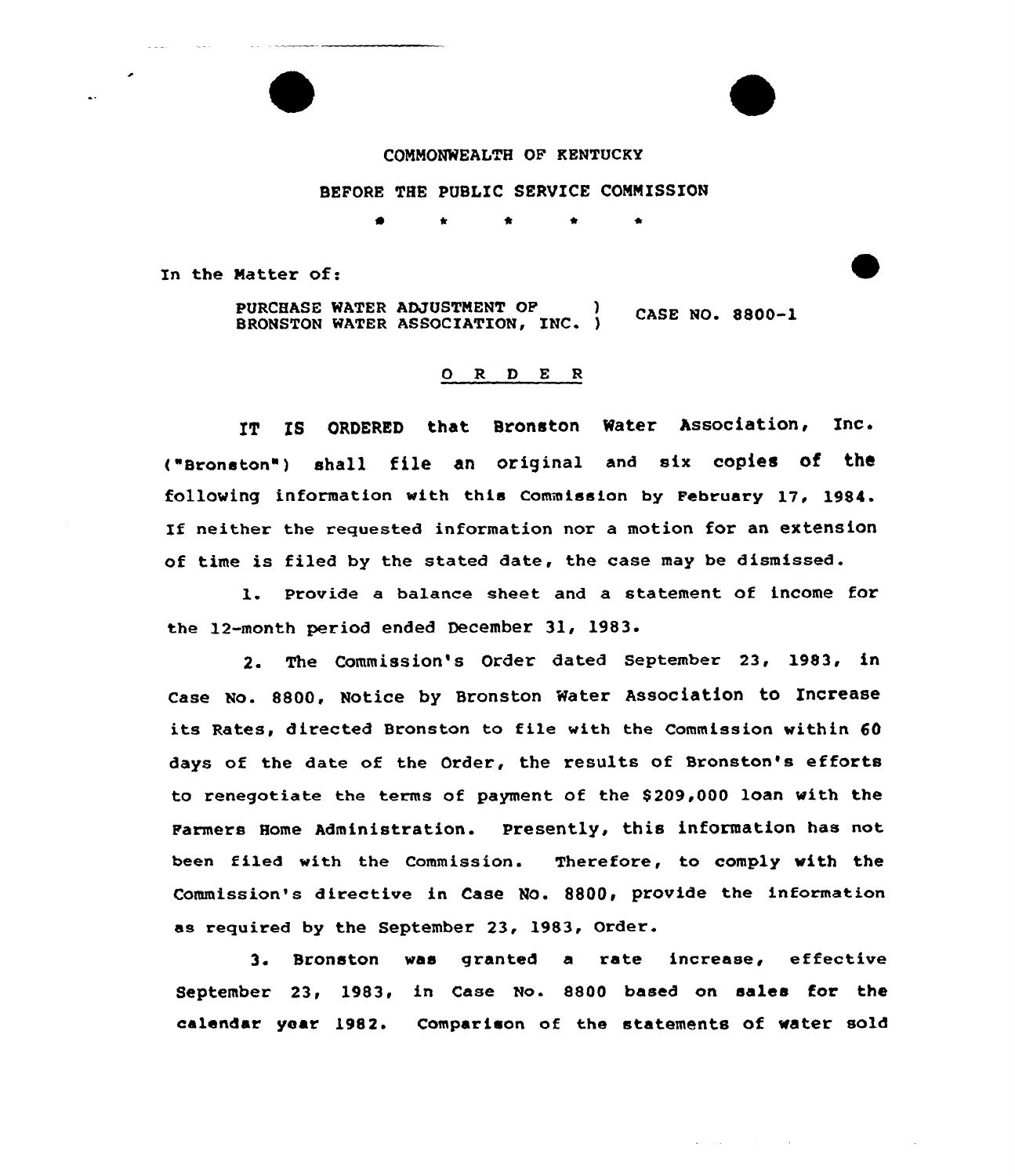COMMONWEALTH OF KENTUCKY

BEFORE THE PUBLIC SERVICE COMMISSION

\* \* \* \* \*

In the Matter of:

PURCHASE WATER ADJUSTMENT OF BRONSTON WATER ASSOCIATION, INC. ) CASE NO. 8800-1

O R D E R

IT IS ORDERED that Bronston Water Association, Inc. ("Bronston") shall file an original and six copies of the following information with this Commission by February 17, 1984. If neither the requested information nor a motion for an extension of time is filed by the stated date, the case may be dismissed.

1. Provide a balance sheet and a statement of income for the 12-month period ended December 31, 1983.

2. The Commission's Order dated September 23, 1983, in Case No. 8800, Notice by Bronston Water Association to Increase its Rates, directed Bronston to file with the Commission within 60 days of the date of the Order, the results of Bronston's efforts to renegotiate the terms of payment of the $209,000 loan with the Farmers Home Administration. Presently, this information has not been filed with the Commission. Therefore, to comply with the Commission's directive in Case No. 8800, provide the information as required by the September 23, 1983, Order.

3. Bronston was granted a rate increase, effective September 23, 1983, in Case No. 8800 based on sales for the calendar year 1982. Comparison of the statements of water sold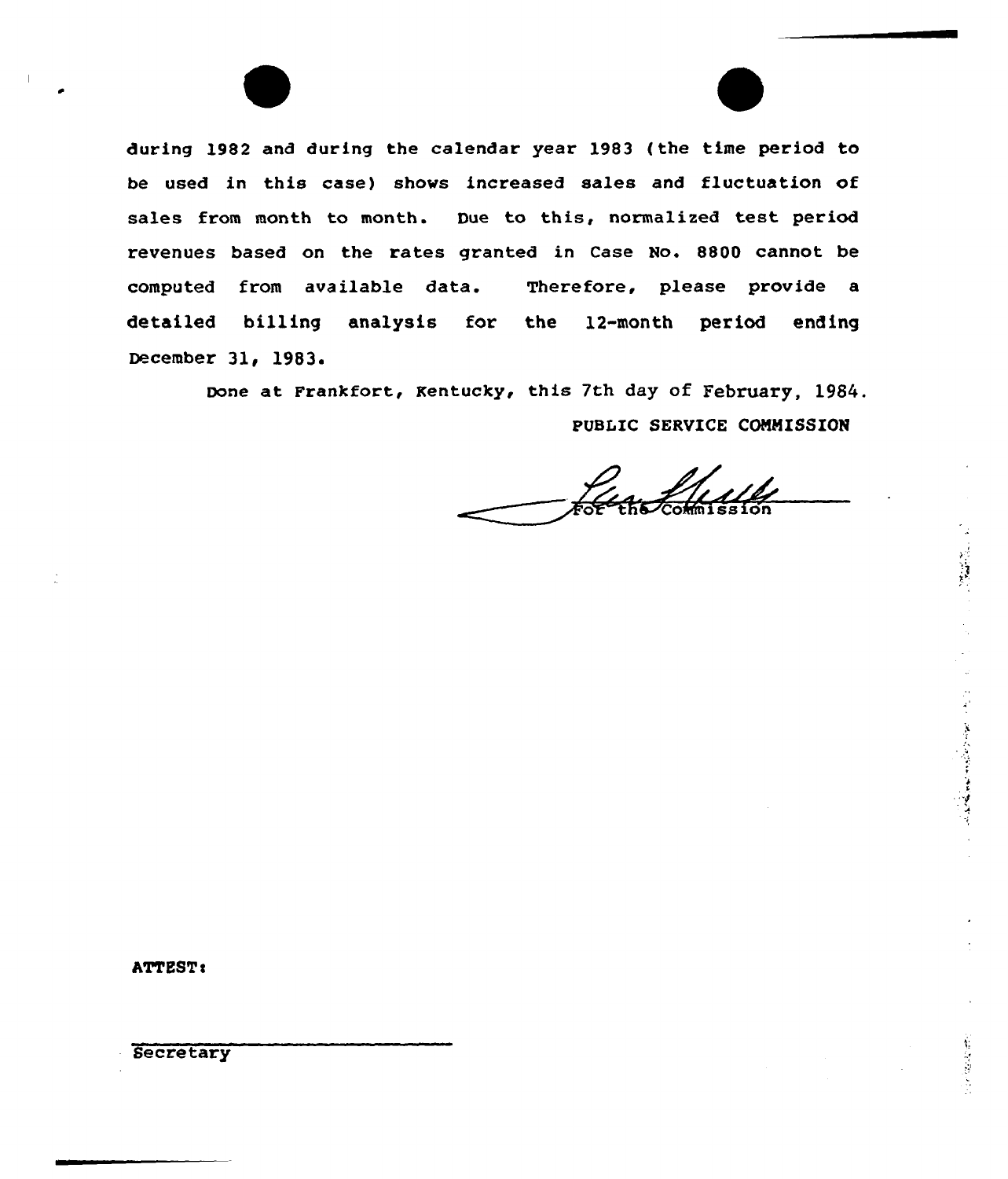during 1982 and during the calendar year 1983 (the time period to be used in this case) shows increased sales and fluctuation of sales from month to month. Due to this, normalized test period revenues based on the rates granted in Case No. 8800 cannot be computed from available data. Therefore, please provide a detailed billing analysis for the 12-month period ending December 31, 1983.

Done at Frankfort, Kentucky, this 7th day of February, 1984.

PUBLIC SERVICE COMMISSION

For the Commission

ATTEST:

Secretary